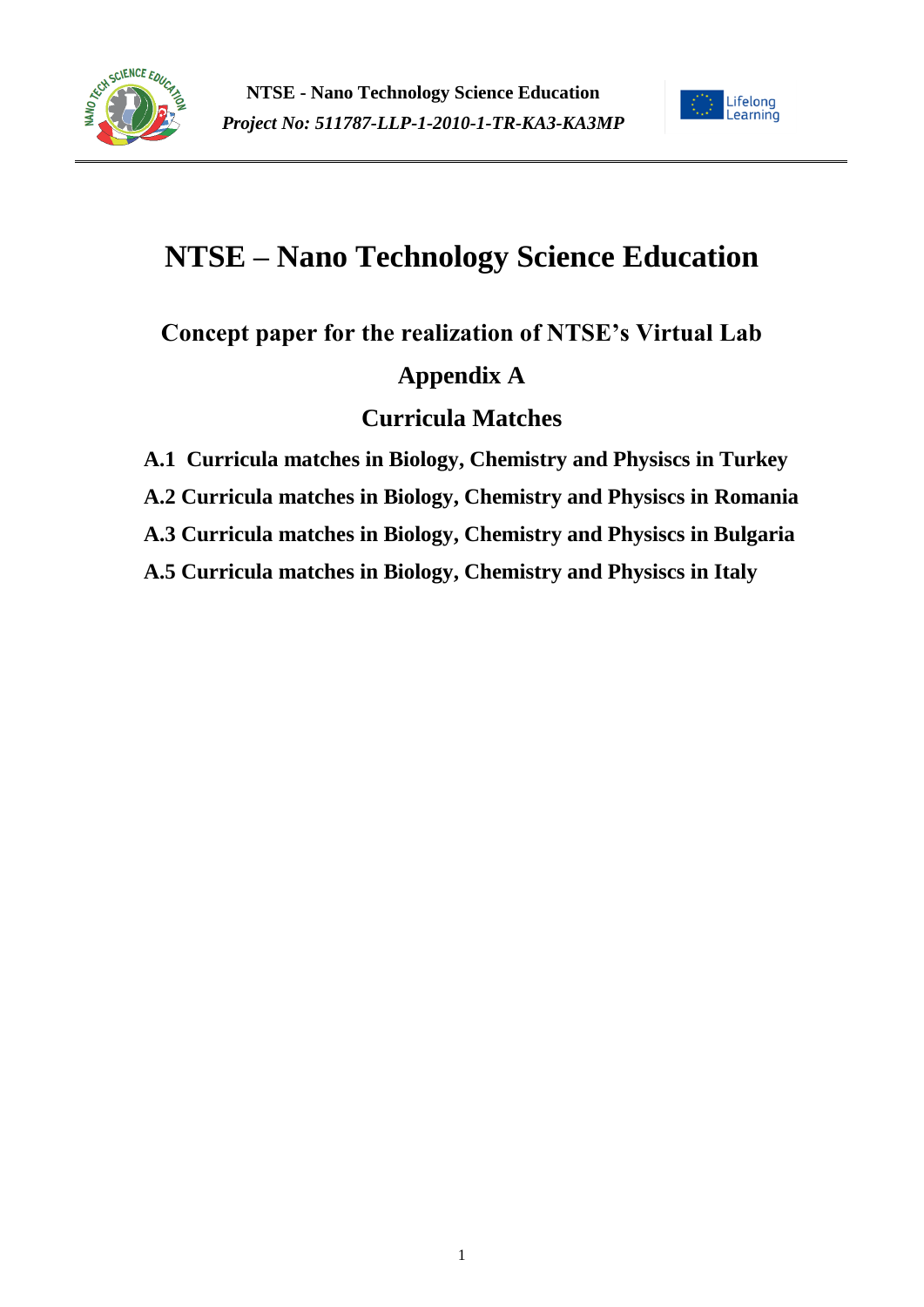# NTSE – Nano Technology Science Education

## Concept paper for the realization of NTSE's Virtual Lab

## Appendix A

## Curricula Matches

**A.1 Curricula matches in Biology, Chemistry and Physiscs in Turkey**

**A.2 Curricula matches in Biology, Chemistry and Physiscs in Romania**

**A.3 Curricula matches in Biology, Chemistry and Physiscs in Bulgaria**

**A.5 Curricula matches in Biology, Chemistry and Physiscs in Italy**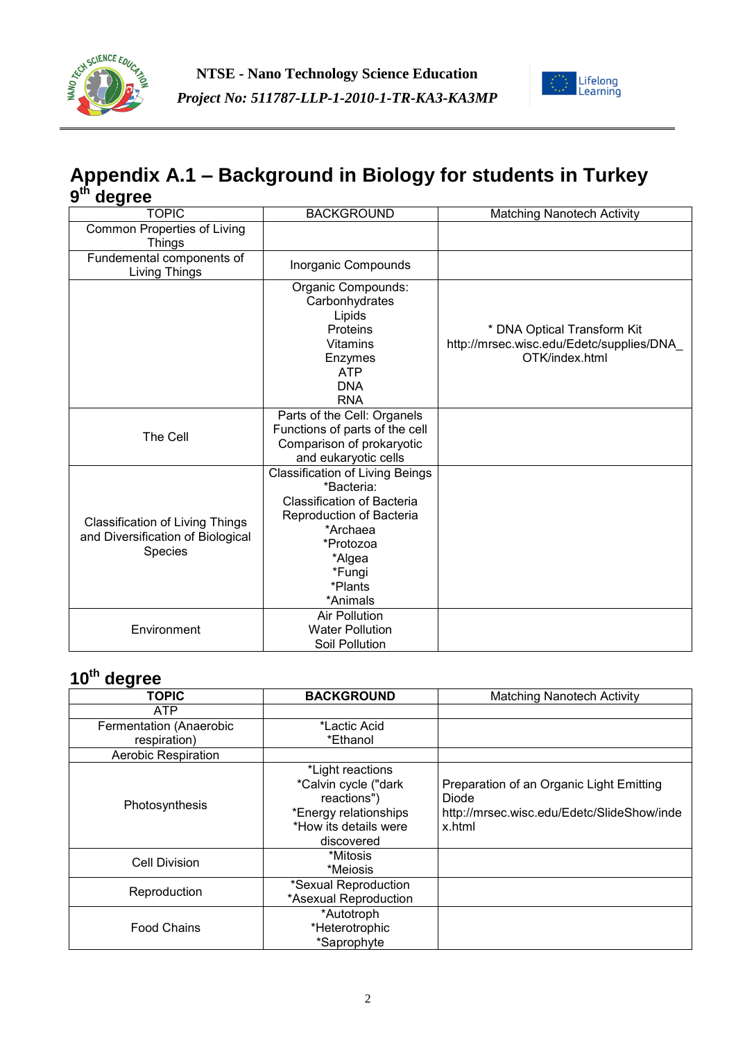# Appendix A.1 – Background in Biology for students in Turkey

## 9th degree

| TOPIC | BACKGROUND | Matching Nanotech Activity |
|---|---|---|
| Common Properties of Living Things | | |
| Fundemental components of Living Things | Inorganic Compounds | |
| | Organic Compounds:<br>Carbonhydrates<br>Lipids<br>Proteins<br>Vitamins<br>Enzymes<br>ATP<br>DNA<br>RNA | * DNA Optical Transform Kit<br>http://mrsec.wisc.edu/Edetc/supplies/DNA_OTK/index.html |
| The Cell | Parts of the Cell: Organels<br>Functions of parts of the cell<br>Comparison of prokaryotic and eukaryotic cells | |
| Classification of Living Things and Diversification of Biological Species | Classification of Living Beings<br>*Bacteria:<br>Classification of Bacteria<br>Reproduction of Bacteria<br>*Archaea<br>*Protozoa<br>*Algea<br>*Fungi<br>*Plants<br>*Animals | |
| Environment | Air Pollution<br>Water Pollution<br>Soil Pollution | |

## 10th degree

| **TOPIC** | **BACKGROUND** | Matching Nanotech Activity |
|---|---|---|
| ATP | | |
| Fermentation (Anaerobic respiration) | *Lactic Acid<br>*Ethanol | |
| Aerobic Respiration | | |
| Photosynthesis | *Light reactions<br>*Calvin cycle ("dark reactions")<br>*Energy relationships<br>*How its details were discovered | Preparation of an Organic Light Emitting Diode<br>http://mrsec.wisc.edu/Edetc/SlideShow/index.html |
| Cell Division | *Mitosis<br>*Meiosis | |
| Reproduction | *Sexual Reproduction<br>*Asexual Reproduction | |
| Food Chains | *Autotroph<br>*Heterotrophic<br>*Saprophyte | |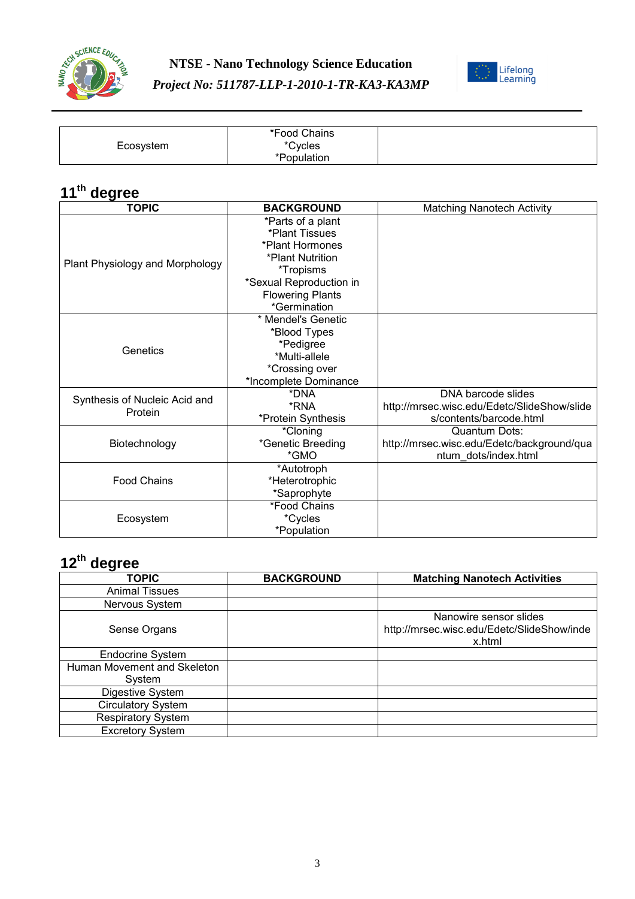| Ecosystem | *Food Chains<br>*Cycles<br>*Population | |
|---|---|---|

## 11th degree

| TOPIC | BACKGROUND | Matching Nanotech Activity |
|---|---|---|
| Plant Physiology and Morphology | *Parts of a plant<br>*Plant Tissues<br>*Plant Hormones<br>*Plant Nutrition<br>*Tropisms<br>*Sexual Reproduction in Flowering Plants<br>*Germination | |
| Genetics | * Mendel's Genetic<br>*Blood Types<br>*Pedigree<br>*Multi-allele<br>*Crossing over<br>*Incomplete Dominance | |
| Synthesis of Nucleic Acid and Protein | *DNA<br>*RNA<br>*Protein Synthesis | DNA barcode slides<br>http://mrsec.wisc.edu/Edetc/SlideShow/slides/contents/barcode.html |
| Biotechnology | *Cloning<br>*Genetic Breeding<br>*GMO | Quantum Dots:<br>http://mrsec.wisc.edu/Edetc/background/quantum_dots/index.html |
| Food Chains | *Autotroph<br>*Heterotrophic<br>*Saprophyte | |
| Ecosystem | *Food Chains<br>*Cycles<br>*Population | |

## 12th degree

| TOPIC | BACKGROUND | Matching Nanotech Activities |
|---|---|---|
| Animal Tissues | | |
| Nervous System | | |
| Sense Organs | | Nanowire sensor slides<br>http://mrsec.wisc.edu/Edetc/SlideShow/index.html |
| Endocrine System | | |
| Human Movement and Skeleton System | | |
| Digestive System | | |
| Circulatory System | | |
| Respiratory System | | |
| Excretory System | | |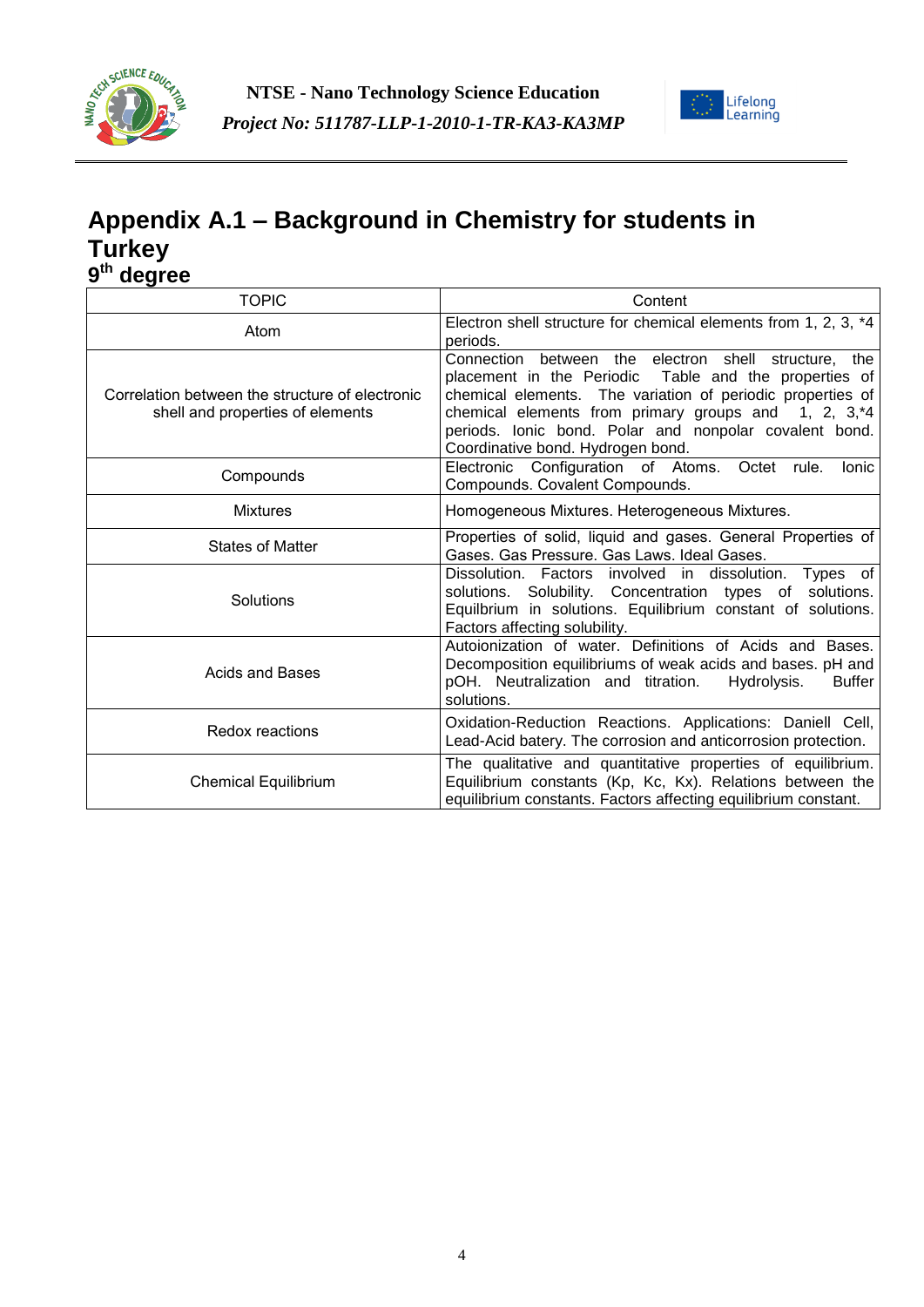# Appendix A.1 – Background in Chemistry for students in Turkey

## 9th degree

| TOPIC | Content |
|---|---|
| Atom | Electron shell structure for chemical elements from 1, 2, 3, *4 periods. |
| Correlation between the structure of electronic shell and properties of elements | Connection between the electron shell structure, the placement in the Periodic Table and the properties of chemical elements. The variation of periodic properties of chemical elements from primary groups and 1, 2, 3,*4 periods. Ionic bond. Polar and nonpolar covalent bond. Coordinative bond. Hydrogen bond. |
| Compounds | Electronic Configuration of Atoms. Octet rule. Ionic Compounds. Covalent Compounds. |
| Mixtures | Homogeneous Mixtures. Heterogeneous Mixtures. |
| States of Matter | Properties of solid, liquid and gases. General Properties of Gases. Gas Pressure. Gas Laws. Ideal Gases. |
| Solutions | Dissolution. Factors involved in dissolution. Types of solutions. Solubility. Concentration types of solutions. Equilbrium in solutions. Equilibrium constant of solutions. Factors affecting solubility. |
| Acids and Bases | Autoionization of water. Definitions of Acids and Bases. Decomposition equilibriums of weak acids and bases. pH and pOH. Neutralization and titration. Hydrolysis. Buffer solutions. |
| Redox reactions | Oxidation-Reduction Reactions. Applications: Daniell Cell, Lead-Acid batery. The corrosion and anticorrosion protection. |
| Chemical Equilibrium | The qualitative and quantitative properties of equilibrium. Equilibrium constants (Kp, Kc, Kx). Relations between the equilibrium constants. Factors affecting equilibrium constant. |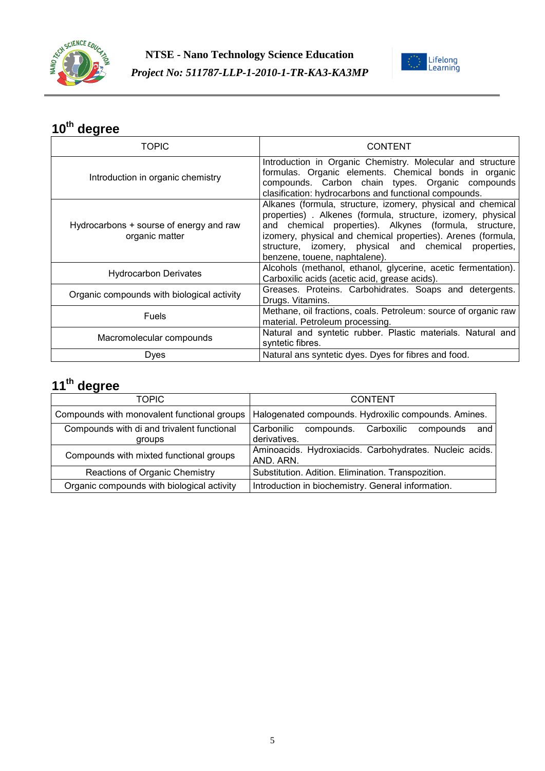## $10^{th}$ degree

| TOPIC | CONTENT |
|---|---|
| Introduction in organic chemistry | Introduction in Organic Chemistry. Molecular and structure formulas. Organic elements. Chemical bonds in organic compounds. Carbon chain types. Organic compounds clasification: hydrocarbons and functional compounds. |
| Hydrocarbons + sourse of energy and raw organic matter | Alkanes (formula, structure, izomery, physical and chemical properties) . Alkenes (formula, structure, izomery, physical and chemical properties). Alkynes (formula, structure, izomery, physical and chemical properties). Arenes (formula, structure, izomery, physical and chemical properties, benzene, touene, naphtalene). |
| Hydrocarbon Derivates | Alcohols (methanol, ethanol, glycerine, acetic fermentation). Carboxilic acids (acetic acid, grease acids). |
| Organic compounds with biological activity | Greases. Proteins. Carbohidrates. Soaps and detergents. Drugs. Vitamins. |
| Fuels | Methane, oil fractions, coals. Petroleum: source of organic raw material. Petroleum processing. |
| Macromolecular compounds | Natural and syntetic rubber. Plastic materials. Natural and syntetic fibres. |
| Dyes | Natural ans syntetic dyes. Dyes for fibres and food. |

## $11^{th}$ degree

| TOPIC | CONTENT |
|---|---|
| Compounds with monovalent functional groups | Halogenated compounds. Hydroxilic compounds. Amines. |
| Compounds with di and trivalent functional groups | Carbonilic compounds. Carboxilic compounds and derivatives. |
| Compounds with mixted functional groups | Aminoacids. Hydroxiacids. Carbohydrates. Nucleic acids. AND. ARN. |
| Reactions of Organic Chemistry | Substitution. Adition. Elimination. Transpozition. |
| Organic compounds with biological activity | Introduction in biochemistry. General information. |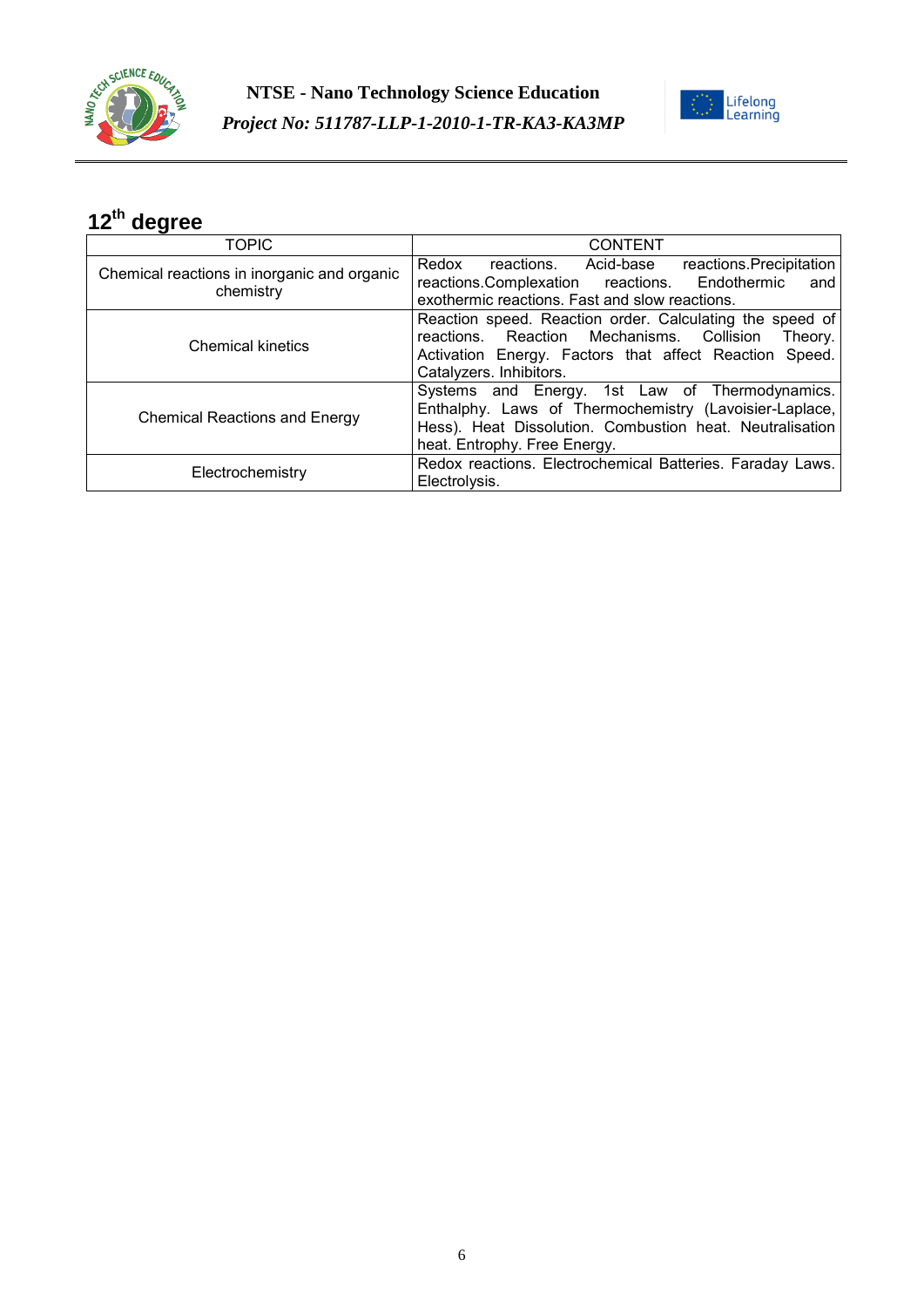## $12^{th}$ degree

| TOPIC | CONTENT |
|---|---|
| Chemical reactions in inorganic and organic chemistry | Redox reactions. Acid-base reactions.Precipitation reactions.Complexation reactions. Endothermic and exothermic reactions. Fast and slow reactions. |
| Chemical kinetics | Reaction speed. Reaction order. Calculating the speed of reactions. Reaction Mechanisms. Collision Theory. Activation Energy. Factors that affect Reaction Speed. Catalyzers. Inhibitors. |
| Chemical Reactions and Energy | Systems and Energy. 1st Law of Thermodynamics. Enthalphy. Laws of Thermochemistry (Lavoisier-Laplace, Hess). Heat Dissolution. Combustion heat. Neutralisation heat. Entrophy. Free Energy. |
| Electrochemistry | Redox reactions. Electrochemical Batteries. Faraday Laws. Electrolysis. |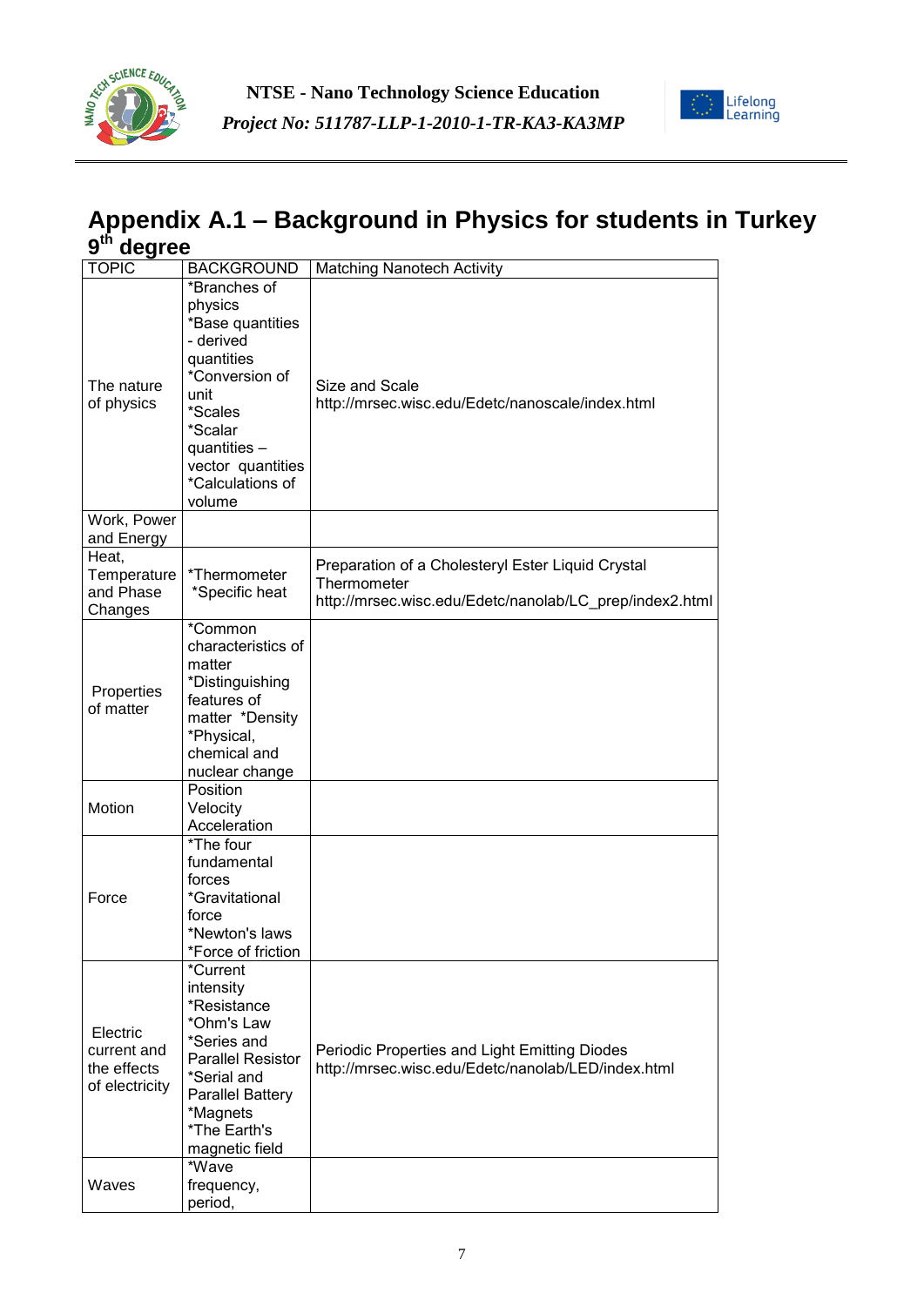## Appendix A.1 – Background in Physics for students in Turkey 9th degree

| TOPIC | BACKGROUND | Matching Nanotech Activity |
|---|---|---|
| The nature of physics | *Branches of physics *Base quantities - derived quantities *Conversion of unit *Scales *Scalar quantities – vector quantities *Calculations of volume | Size and Scale http://mrsec.wisc.edu/Edetc/nanoscale/index.html |
| Work, Power and Energy | | |
| Heat, Temperature and Phase Changes | *Thermometer *Specific heat | Preparation of a Cholesteryl Ester Liquid Crystal Thermometer http://mrsec.wisc.edu/Edetc/nanolab/LC_prep/index2.html |
| Properties of matter | *Common characteristics of matter *Distinguishing features of matter *Density *Physical, chemical and nuclear change | |
| Motion | Position Velocity Acceleration | |
| Force | *The four fundamental forces *Gravitational force *Newton's laws *Force of friction | |
| Electric current and the effects of electricity | *Current intensity *Resistance *Ohm's Law *Series and Parallel Resistor *Serial and Parallel Battery *Magnets *The Earth's magnetic field | Periodic Properties and Light Emitting Diodes http://mrsec.wisc.edu/Edetc/nanolab/LED/index.html |
| Waves | *Wave frequency, period, | |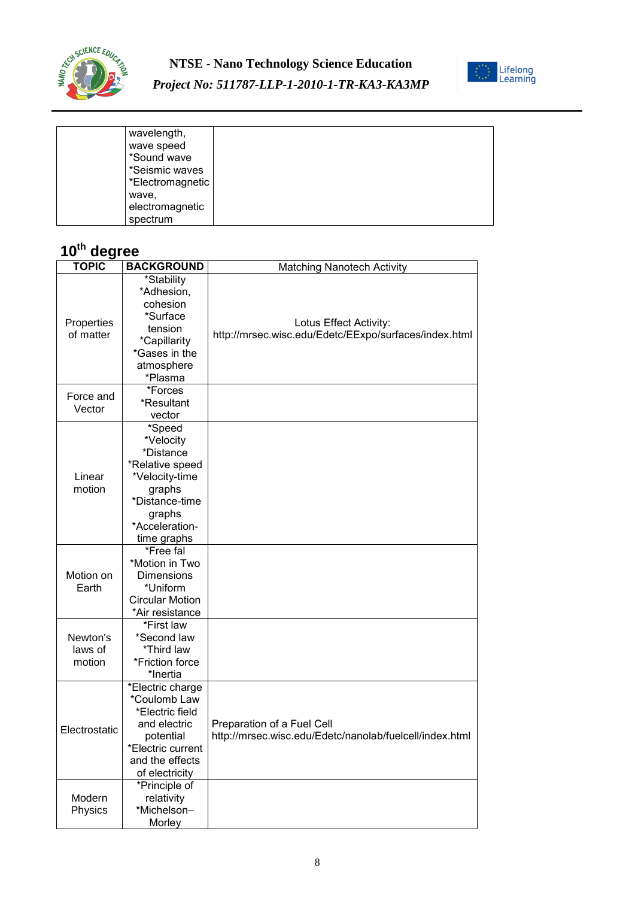|  | wavelength, wave speed *Sound wave *Seismic waves *Electromagnetic wave, electromagnetic spectrum |  |
|---|---|---|

## 10th degree

| TOPIC | BACKGROUND | Matching Nanotech Activity |
|---|---|---|
| Properties of matter | *Stability *Adhesion, cohesion *Surface tension *Capillarity *Gases in the atmosphere *Plasma | Lotus Effect Activity: http://mrsec.wisc.edu/Edetc/EExpo/surfaces/index.html |
| Force and Vector | *Forces *Resultant vector |  |
| Linear motion | *Speed *Velocity *Distance *Relative speed *Velocity-time graphs *Distance-time graphs *Acceleration-time graphs |  |
| Motion on Earth | *Free fal *Motion in Two Dimensions *Uniform Circular Motion *Air resistance |  |
| Newton's laws of motion | *First law *Second law *Third law *Friction force *Inertia |  |
| Electrostatic | *Electric charge *Coulomb Law *Electric field and electric potential *Electric current and the effects of electricity | Preparation of a Fuel Cell http://mrsec.wisc.edu/Edetc/nanolab/fuelcell/index.html |
| Modern Physics | *Principle of relativity *Michelson–Morley |  |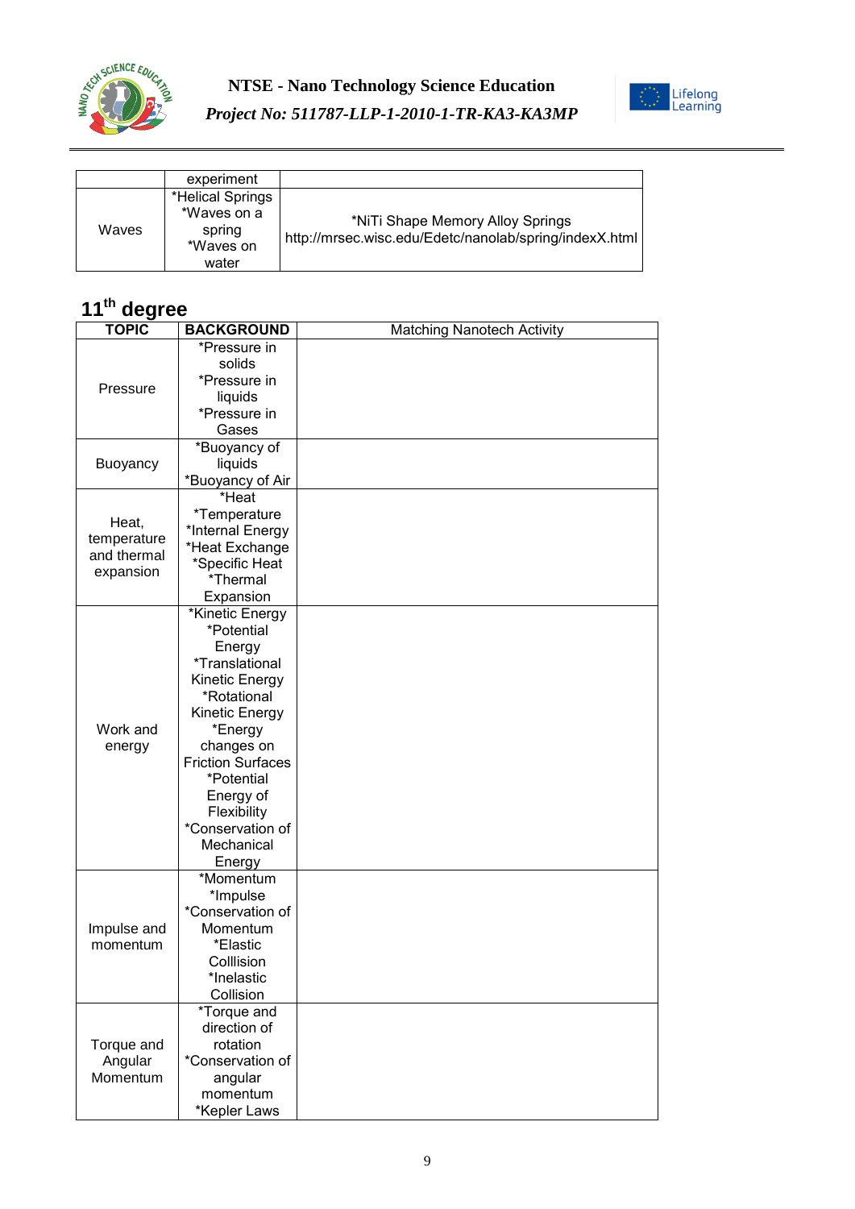| | experiment | |
|---|---|---|
| Waves | *Helical Springs *Waves on a spring *Waves on water | *NiTi Shape Memory Alloy Springs http://mrsec.wisc.edu/Edetc/nanolab/spring/indexX.html |

## 11th degree

| TOPIC | BACKGROUND | Matching Nanotech Activity |
|---|---|---|
| Pressure | *Pressure in solids *Pressure in liquids *Pressure in Gases | |
| Buoyancy | *Buoyancy of liquids *Buoyancy of Air | |
| Heat, temperature and thermal expansion | *Heat *Temperature *Internal Energy *Heat Exchange *Specific Heat *Thermal Expansion | |
| Work and energy | *Kinetic Energy *Potential Energy *Translational Kinetic Energy *Rotational Kinetic Energy *Energy changes on Friction Surfaces *Potential Energy of Flexibility *Conservation of Mechanical Energy | |
| Impulse and momentum | *Momentum *Impulse *Conservation of Momentum *Elastic Colllision *Inelastic Collision | |
| Torque and Angular Momentum | *Torque and direction of rotation *Conservation of angular momentum *Kepler Laws | |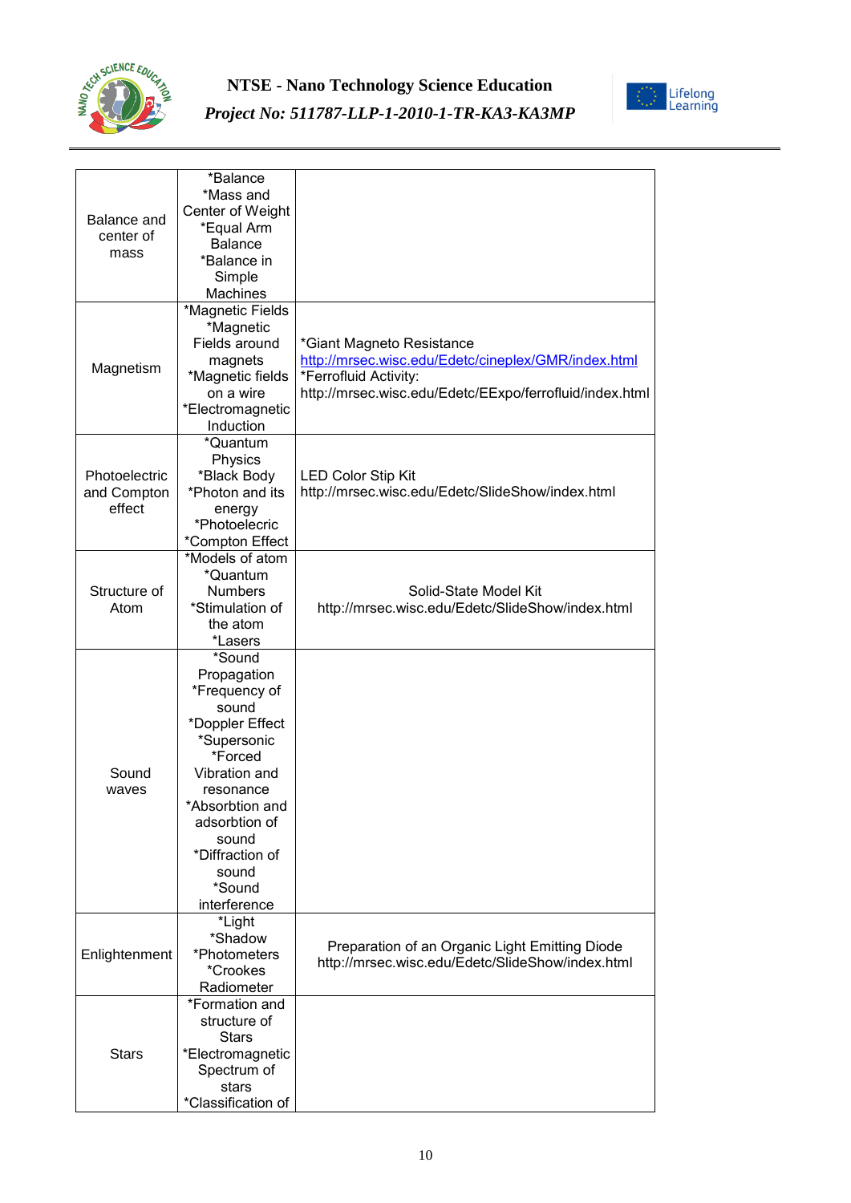| | | |
|---|---|---|
| Balance and center of mass | *Balance *Mass and Center of Weight *Equal Arm Balance *Balance in Simple Machines | |
| Magnetism | *Magnetic Fields *Magnetic Fields around magnets *Magnetic fields on a wire *Electromagnetic Induction | *Giant Magneto Resistance http://mrsec.wisc.edu/Edetc/cineplex/GMR/index.html *Ferrofluid Activity: http://mrsec.wisc.edu/Edetc/EExpo/ferrofluid/index.html |
| Photoelectric and Compton effect | *Quantum Physics *Black Body *Photon and its energy *Photoelecric *Compton Effect | LED Color Stip Kit http://mrsec.wisc.edu/Edetc/SlideShow/index.html |
| Structure of Atom | *Models of atom *Quantum Numbers *Stimulation of the atom *Lasers | Solid-State Model Kit http://mrsec.wisc.edu/Edetc/SlideShow/index.html |
| Sound waves | *Sound Propagation *Frequency of sound *Doppler Effect *Supersonic *Forced Vibration and resonance *Absorbtion and adsorbtion of sound *Diffraction of sound *Sound interference | |
| Enlightenment | *Light *Shadow *Photometers *Crookes Radiometer | Preparation of an Organic Light Emitting Diode http://mrsec.wisc.edu/Edetc/SlideShow/index.html |
| Stars | *Formation and structure of Stars *Electromagnetic Spectrum of stars *Classification of | |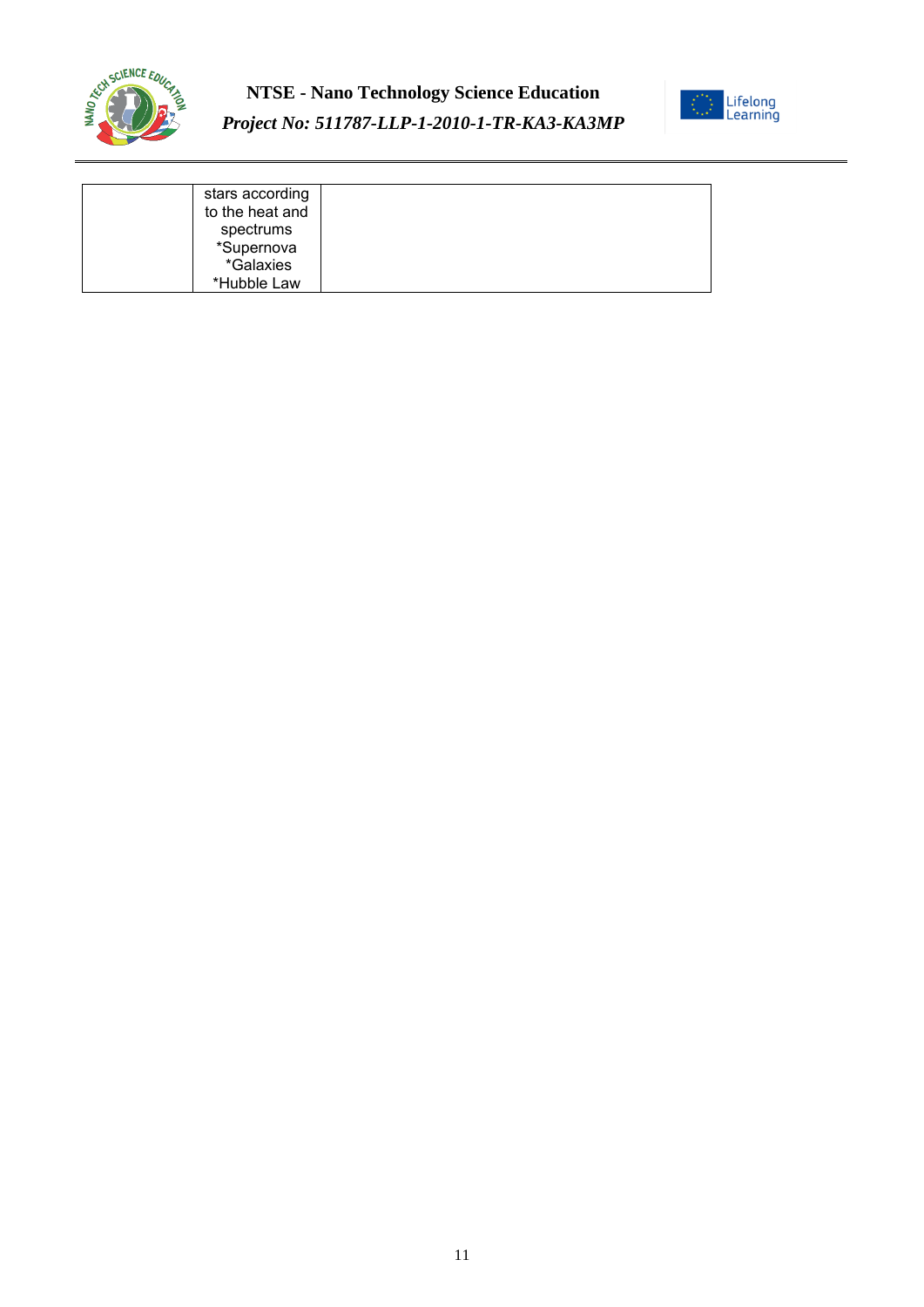|  |  |  |
|---|---|---|
|  | stars according to the heat and spectrums<br>*Supernova<br>*Galaxies<br>*Hubble Law |  |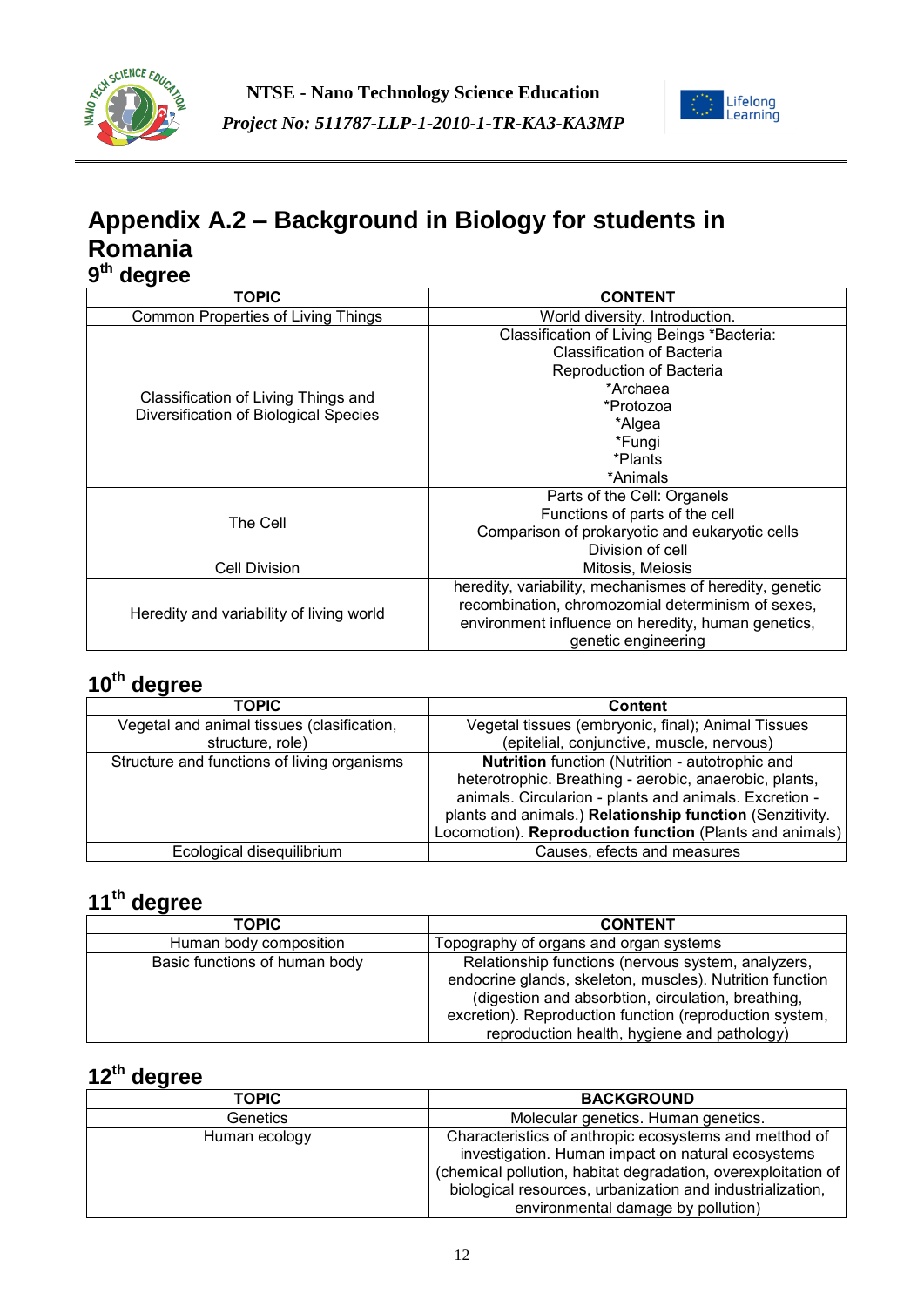# Appendix A.2 – Background in Biology for students in Romania

## 9th degree

| TOPIC | CONTENT |
|---|---|
| Common Properties of Living Things | World diversity. Introduction. |
| Classification of Living Things and Diversification of Biological Species | Classification of Living Beings *Bacteria: Classification of Bacteria Reproduction of Bacteria *Archaea *Protozoa *Algea *Fungi *Plants *Animals |
| The Cell | Parts of the Cell: Organels Functions of parts of the cell Comparison of prokaryotic and eukaryotic cells Division of cell |
| Cell Division | Mitosis, Meiosis |
| Heredity and variability of living world | heredity, variability, mechanisms of heredity, genetic recombination, chromozomial determinism of sexes, environment influence on heredity, human genetics, genetic engineering |

## 10th degree

| TOPIC | Content |
|---|---|
| Vegetal and animal tissues (clasification, structure, role) | Vegetal tissues (embryonic, final); Animal Tissues (epitelial, conjunctive, muscle, nervous) |
| Structure and functions of living organisms | **Nutrition** function (Nutrition - autotrophic and heterotrophic. Breathing - aerobic, anaerobic, plants, animals. Circularion - plants and animals. Excretion - plants and animals.) **Relationship function** (Senzitivity. Locomotion). **Reproduction function** (Plants and animals) |
| Ecological disequilibrium | Causes, efects and measures |

## 11th degree

| TOPIC | CONTENT |
|---|---|
| Human body composition | Topography of organs and organ systems |
| Basic functions of human body | Relationship functions (nervous system, analyzers, endocrine glands, skeleton, muscles). Nutrition function (digestion and absorbtion, circulation, breathing, excretion). Reproduction function (reproduction system, reproduction health, hygiene and pathology) |

## 12th degree

| TOPIC | BACKGROUND |
|---|---|
| Genetics | Molecular genetics. Human genetics. |
| Human ecology | Characteristics of anthropic ecosystems and metthod of investigation. Human impact on natural ecosystems (chemical pollution, habitat degradation, overexploitation of biological resources, urbanization and industrialization, environmental damage by pollution) |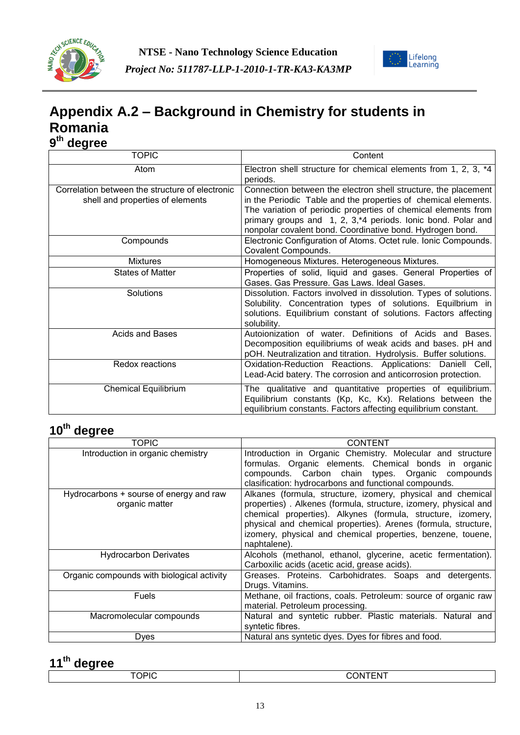# Appendix A.2 – Background in Chemistry for students in Romania

## 9th degree

| TOPIC | Content |
|---|---|
| Atom | Electron shell structure for chemical elements from 1, 2, 3, *4 periods. |
| Correlation between the structure of electronic shell and properties of elements | Connection between the electron shell structure, the placement in the Periodic Table and the properties of chemical elements. The variation of periodic properties of chemical elements from primary groups and 1, 2, 3,*4 periods. Ionic bond. Polar and nonpolar covalent bond. Coordinative bond. Hydrogen bond. |
| Compounds | Electronic Configuration of Atoms. Octet rule. Ionic Compounds. Covalent Compounds. |
| Mixtures | Homogeneous Mixtures. Heterogeneous Mixtures. |
| States of Matter | Properties of solid, liquid and gases. General Properties of Gases. Gas Pressure. Gas Laws. Ideal Gases. |
| Solutions | Dissolution. Factors involved in dissolution. Types of solutions. Solubility. Concentration types of solutions. Equilbrium in solutions. Equilibrium constant of solutions. Factors affecting solubility. |
| Acids and Bases | Autoionization of water. Definitions of Acids and Bases. Decomposition equilibriums of weak acids and bases. pH and pOH. Neutralization and titration. Hydrolysis. Buffer solutions. |
| Redox reactions | Oxidation-Reduction Reactions. Applications: Daniell Cell, Lead-Acid batery. The corrosion and anticorrosion protection. |
| Chemical Equilibrium | The qualitative and quantitative properties of equilibrium. Equilibrium constants (Kp, Kc, Kx). Relations between the equilibrium constants. Factors affecting equilibrium constant. |

## 10th degree

| TOPIC | CONTENT |
|---|---|
| Introduction in organic chemistry | Introduction in Organic Chemistry. Molecular and structure formulas. Organic elements. Chemical bonds in organic compounds. Carbon chain types. Organic compounds clasification: hydrocarbons and functional compounds. |
| Hydrocarbons + sourse of energy and raw organic matter | Alkanes (formula, structure, izomery, physical and chemical properties) . Alkenes (formula, structure, izomery, physical and chemical properties). Alkynes (formula, structure, izomery, physical and chemical properties). Arenes (formula, structure, izomery, physical and chemical properties, benzene, touene, naphtalene). |
| Hydrocarbon Derivates | Alcohols (methanol, ethanol, glycerine, acetic fermentation). Carboxilic acids (acetic acid, grease acids). |
| Organic compounds with biological activity | Greases. Proteins. Carbohidrates. Soaps and detergents. Drugs. Vitamins. |
| Fuels | Methane, oil fractions, coals. Petroleum: source of organic raw material. Petroleum processing. |
| Macromolecular compounds | Natural and syntetic rubber. Plastic materials. Natural and syntetic fibres. |
| Dyes | Natural ans syntetic dyes. Dyes for fibres and food. |

## 11th degree

| TOPIC | CONTENT |
|---|---|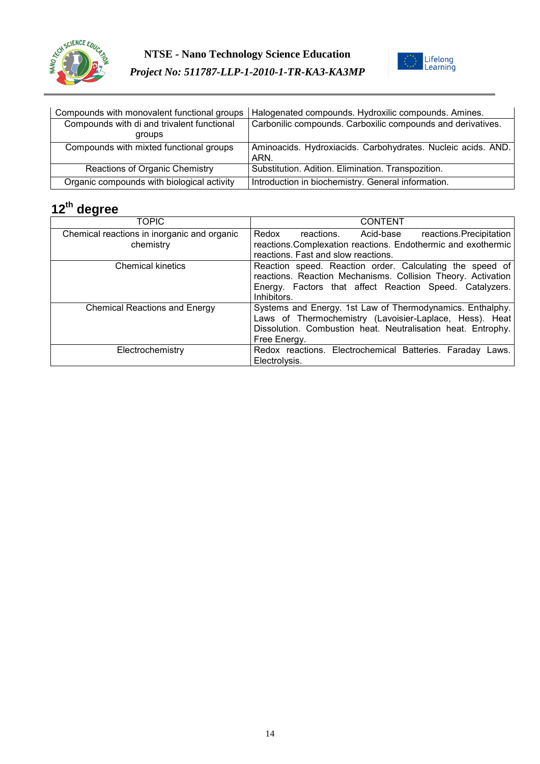| | |
|---|---|
| Compounds with monovalent functional groups | Halogenated compounds. Hydroxilic compounds. Amines. |
| Compounds with di and trivalent functional groups | Carbonilic compounds. Carboxilic compounds and derivatives. |
| Compounds with mixted functional groups | Aminoacids. Hydroxiacids. Carbohydrates. Nucleic acids. AND. ARN. |
| Reactions of Organic Chemistry | Substitution. Adition. Elimination. Transpozition. |
| Organic compounds with biological activity | Introduction in biochemistry. General information. |

## 12th degree

| TOPIC | CONTENT |
|---|---|
| Chemical reactions in inorganic and organic chemistry | Redox reactions. Acid-base reactions.Precipitation reactions.Complexation reactions. Endothermic and exothermic reactions. Fast and slow reactions. |
| Chemical kinetics | Reaction speed. Reaction order. Calculating the speed of reactions. Reaction Mechanisms. Collision Theory. Activation Energy. Factors that affect Reaction Speed. Catalyzers. Inhibitors. |
| Chemical Reactions and Energy | Systems and Energy. 1st Law of Thermodynamics. Enthalphy. Laws of Thermochemistry (Lavoisier-Laplace, Hess). Heat Dissolution. Combustion heat. Neutralisation heat. Entrophy. Free Energy. |
| Electrochemistry | Redox reactions. Electrochemical Batteries. Faraday Laws. Electrolysis. |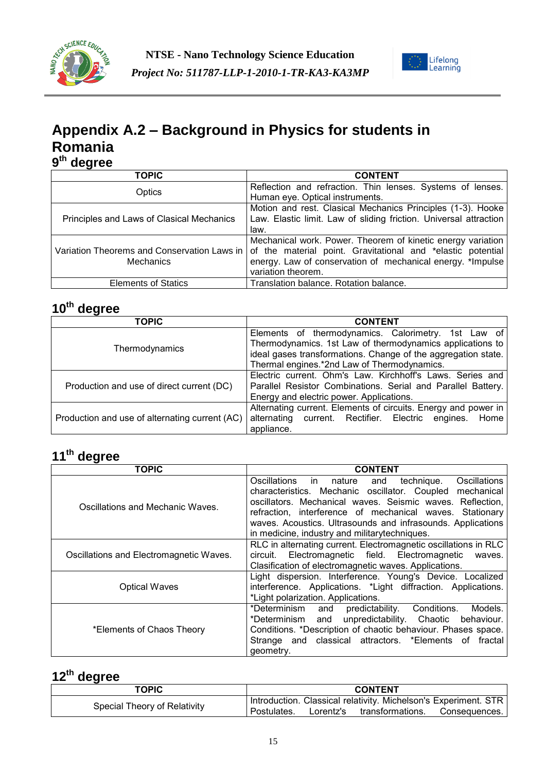# Appendix A.2 – Background in Physics for students in Romania

## 9th degree

| TOPIC | CONTENT |
|---|---|
| Optics | Reflection and refraction. Thin lenses. Systems of lenses. Human eye. Optical instruments. |
| Principles and Laws of Clasical Mechanics | Motion and rest. Clasical Mechanics Principles (1-3). Hooke Law. Elastic limit. Law of sliding friction. Universal attraction law. |
| Variation Theorems and Conservation Laws in Mechanics | Mechanical work. Power. Theorem of kinetic energy variation of the material point. Gravitational and *elastic potential energy. Law of conservation of mechanical energy. *Impulse variation theorem. |
| Elements of Statics | Translation balance. Rotation balance. |

## 10th degree

| TOPIC | CONTENT |
|---|---|
| Thermodynamics | Elements of thermodynamics. Calorimetry. 1st Law of Thermodynamics. 1st Law of thermodynamics applications to ideal gases transformations. Change of the aggregation state. Thermal engines.*2nd Law of Thermodynamics. |
| Production and use of direct current (DC) | Electric current. Ohm's Law. Kirchhoff's Laws. Series and Parallel Resistor Combinations. Serial and Parallel Battery. Energy and electric power. Applications. |
| Production and use of alternating current (AC) | Alternating current. Elements of circuits. Energy and power in alternating current. Rectifier. Electric engines. Home appliance. |

## 11th degree

| TOPIC | CONTENT |
|---|---|
| Oscillations and Mechanic Waves. | Oscillations in nature and technique. Oscillations characteristics. Mechanic oscillator. Coupled mechanical oscillators. Mechanical waves. Seismic waves. Reflection, refraction, interference of mechanical waves. Stationary waves. Acoustics. Ultrasounds and infrasounds. Applications in medicine, industry and militarytechniques. |
| Oscillations and Electromagnetic Waves. | RLC in alternating current. Electromagnetic oscillations in RLC circuit. Electromagnetic field. Electromagnetic waves. Clasification of electromagnetic waves. Applications. |
| Optical Waves | Light dispersion. Interference. Young's Device. Localized interference. Applications. *Light diffraction. Applications. *Light polarization. Applications. |
| *Elements of Chaos Theory | *Determinism and predictability. Conditions. Models. *Determinism and unpredictability. Chaotic behaviour. Conditions. *Description of chaotic behaviour. Phases space. Strange and classical attractors. *Elements of fractal geometry. |

## 12th degree

| TOPIC | CONTENT |
|---|---|
| Special Theory of Relativity | Introduction. Classical relativity. Michelson's Experiment. STR Postulates. Lorentz's transformations. Consequences. |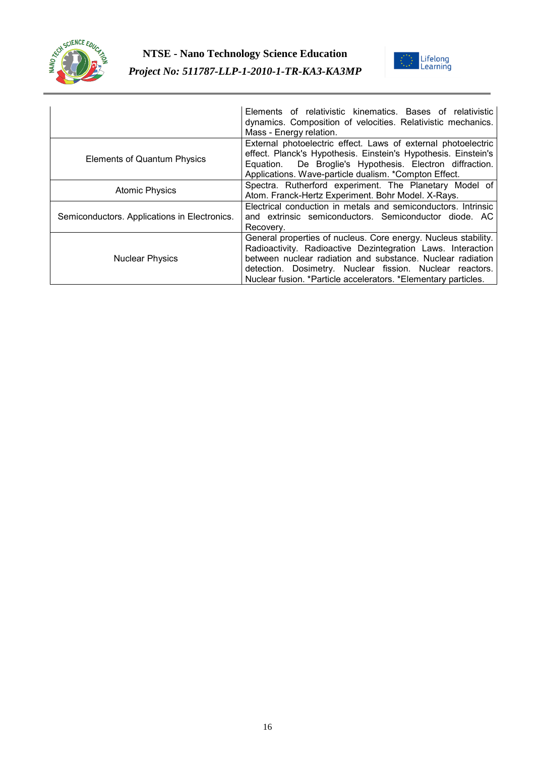| | |
|---|---|
| | Elements of relativistic kinematics. Bases of relativistic dynamics. Composition of velocities. Relativistic mechanics. Mass - Energy relation. |
| Elements of Quantum Physics | External photoelectric effect. Laws of external photoelectric effect. Planck's Hypothesis. Einstein's Hypothesis. Einstein's Equation. De Broglie's Hypothesis. Electron diffraction. Applications. Wave-particle dualism. *Compton Effect. |
| Atomic Physics | Spectra. Rutherford experiment. The Planetary Model of Atom. Franck-Hertz Experiment. Bohr Model. X-Rays. |
| Semiconductors. Applications in Electronics. | Electrical conduction in metals and semiconductors. Intrinsic and extrinsic semiconductors. Semiconductor diode. AC Recovery. |
| Nuclear Physics | General properties of nucleus. Core energy. Nucleus stability. Radioactivity. Radioactive Dezintegration Laws. Interaction between nuclear radiation and substance. Nuclear radiation detection. Dosimetry. Nuclear fission. Nuclear reactors. Nuclear fusion. *Particle accelerators. *Elementary particles. |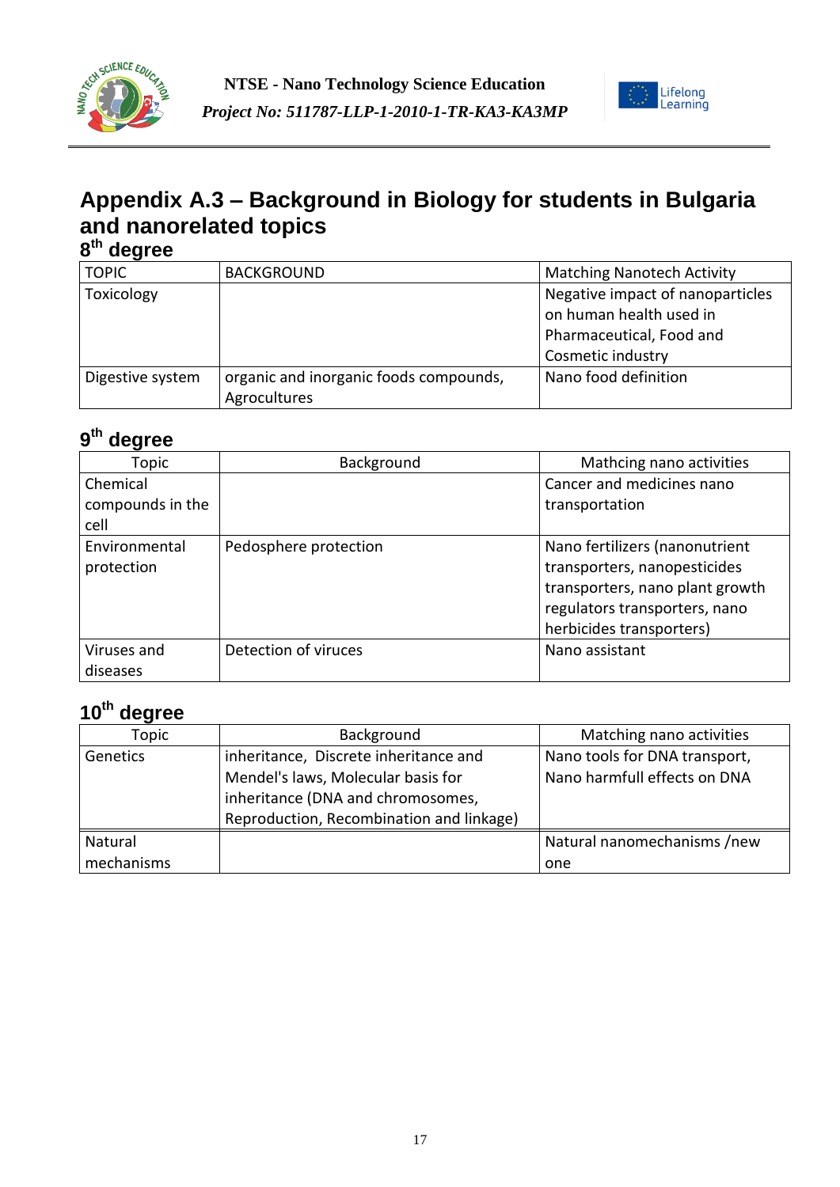# Appendix A.3 – Background in Biology for students in Bulgaria and nanorelated topics

## 8th degree

| TOPIC | BACKGROUND | Matching Nanotech Activity |
|---|---|---|
| Toxicology | | Negative impact of nanoparticles on human health used in Pharmaceutical, Food and Cosmetic industry |
| Digestive system | organic and inorganic foods compounds, Agrocultures | Nano food definition |

## 9th degree

| Topic | Background | Mathcing nano activities |
|---|---|---|
| Chemical compounds in the cell | | Cancer and medicines nano transportation |
| Environmental protection | Pedosphere protection | Nano fertilizers (nanonutrient transporters, nanopesticides transporters, nano plant growth regulators transporters, nano herbicides transporters) |
| Viruses and diseases | Detection of viruces | Nano assistant |

## 10th degree

| Topic | Background | Matching nano activities |
|---|---|---|
| Genetics | inheritance, Discrete inheritance and Mendel's laws, Molecular basis for inheritance (DNA and chromosomes, Reproduction, Recombination and linkage) | Nano tools for DNA transport, Nano harmfull effects on DNA |
| Natural mechanisms | | Natural nanomechanisms /new one |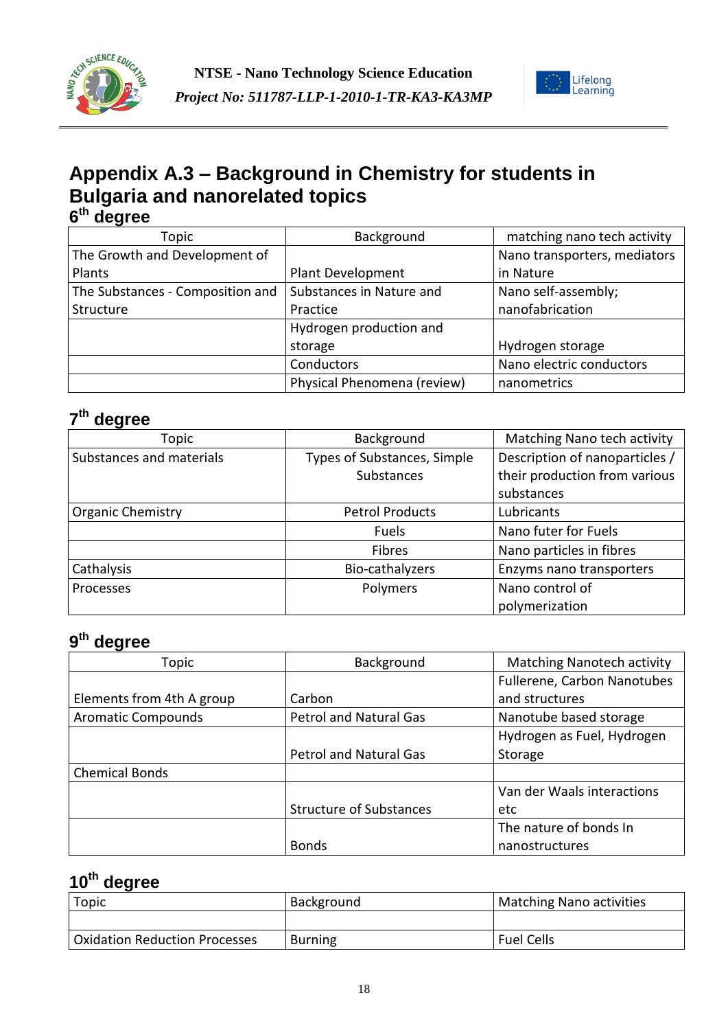# Appendix A.3 – Background in Chemistry for students in Bulgaria and nanorelated topics

## 6th degree

| Topic | Background | matching nano tech activity |
|---|---|---|
| The Growth and Development of Plants | Plant Development | Nano transporters, mediators in Nature |
| The Substances - Composition and Structure | Substances in Nature and Practice | Nano self-assembly; nanofabrication |
| | Hydrogen production and storage | Hydrogen storage |
| | Conductors | Nano electric conductors |
| | Physical Phenomena (review) | nanometrics |

## 7th degree

| Topic | Background | Matching Nano tech activity |
|---|---|---|
| Substances and materials | Types of Substances, Simple Substances | Description of nanoparticles / their production from various substances |
| Organic Chemistry | Petrol Products | Lubricants |
| | Fuels | Nano futer for Fuels |
| | Fibres | Nano particles in fibres |
| Cathalysis | Bio-cathalyzers | Enzyms nano transporters |
| Processes | Polymers | Nano control of polymerization |

## 9th degree

| Topic | Background | Matching Nanotech activity |
|---|---|---|
| Elements from 4th A group | Carbon | Fullerene, Carbon Nanotubes and structures |
| Aromatic Compounds | Petrol and Natural Gas | Nanotube based storage |
| | Petrol and Natural Gas | Hydrogen as Fuel, Hydrogen Storage |
| Chemical Bonds | | |
| | Structure of Substances | Van der Waals interactions etc |
| | Bonds | The nature of bonds In nanostructures |

## 10th degree

| Topic | Background | Matching Nano activities |
|---|---|---|
| | | |
| Oxidation Reduction Processes | Burning | Fuel Cells |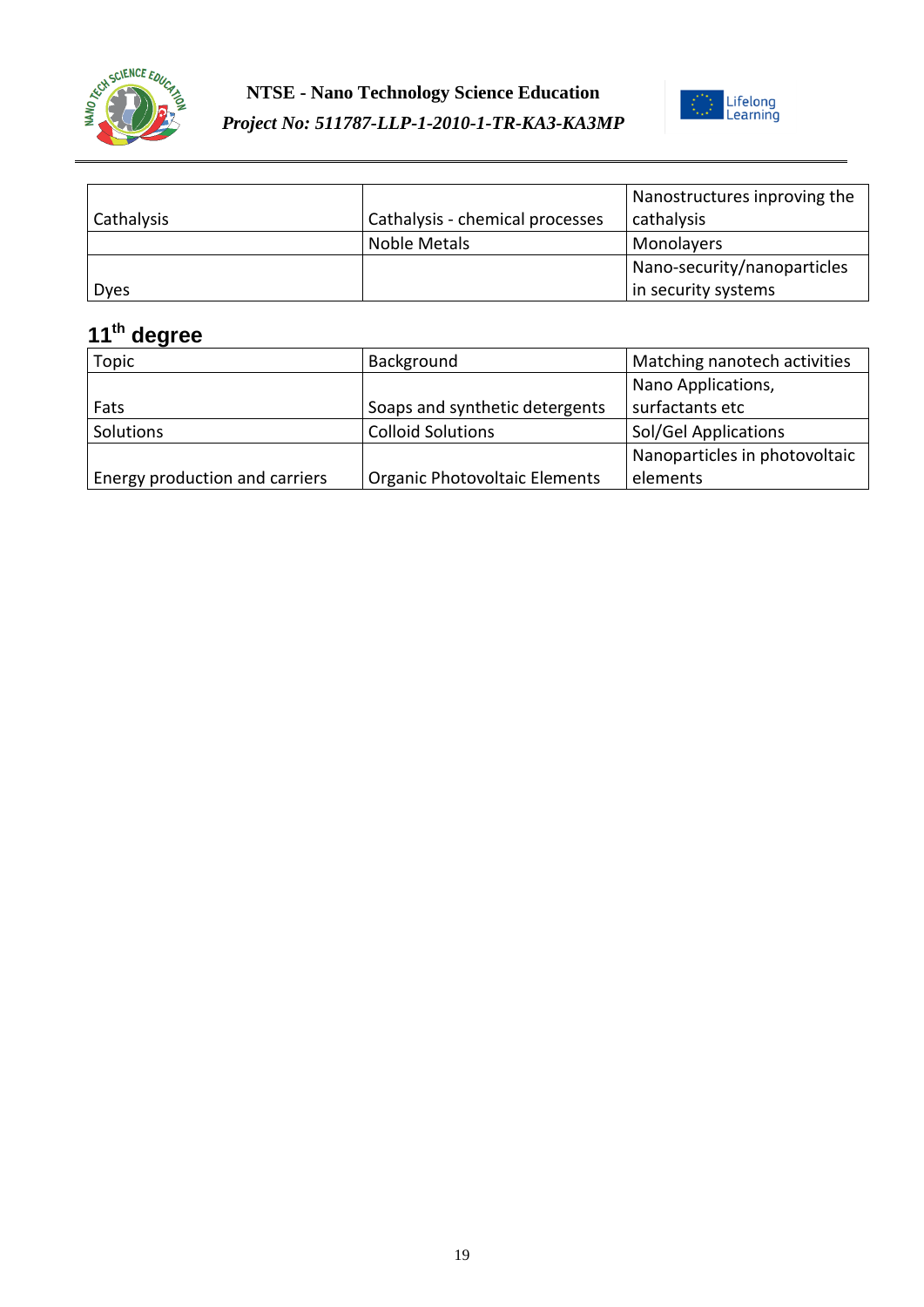| Cathalysis | Cathalysis - chemical processes | Nanostructures inproving the cathalysis |
|---|---|---|
| | Noble Metals | Monolayers |
| Dyes | | Nano-security/nanoparticles in security systems |

## 11th degree

| Topic | Background | Matching nanotech activities |
|---|---|---|
| Fats | Soaps and synthetic detergents | Nano Applications, surfactants etc |
| Solutions | Colloid Solutions | Sol/Gel Applications |
| Energy production and carriers | Organic Photovoltaic Elements | Nanoparticles in photovoltaic elements |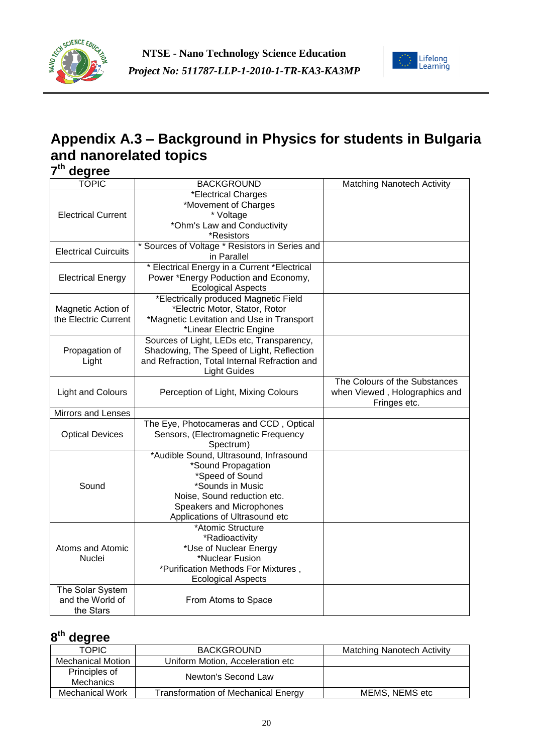# Appendix A.3 – Background in Physics for students in Bulgaria and nanorelated topics

## 7th degree

| TOPIC | BACKGROUND | Matching Nanotech Activity |
|---|---|---|
| Electrical Current | *Electrical Charges *Movement of Charges * Voltage *Ohm's Law and Conductivity *Resistors | |
| Electrical Cuircuits | * Sources of Voltage * Resistors in Series and in Parallel | |
| Electrical Energy | * Electrical Energy in a Current *Electrical Power *Energy Poduction and Economy, Ecological Aspects | |
| Magnetic Action of the Electric Current | *Electrically produced Magnetic Field *Electric Motor, Stator, Rotor *Magnetic Levitation and Use in Transport *Linear Electric Engine | |
| Propagation of Light | Sources of Light, LEDs etc, Transparency, Shadowing, The Speed of Light, Reflection and Refraction, Total Internal Refraction and Light Guides | |
| Light and Colours | Perception of Light, Mixing Colours | The Colours of the Substances when Viewed , Holographics and Fringes etc. |
| Mirrors and Lenses | | |
| Optical Devices | The Eye, Photocameras and CCD , Optical Sensors, (Electromagnetic Frequency Spectrum) | |
| Sound | *Audible Sound, Ultrasound, Infrasound *Sound Propagation *Speed of Sound *Sounds in Music Noise, Sound reduction etc. Speakers and Microphones Applications of Ultrasound etc | |
| Atoms and Atomic Nuclei | *Atomic Structure *Radioactivity *Use of Nuclear Energy *Nuclear Fusion *Purification Methods For Mixtures , Ecological Aspects | |
| The Solar System and the World of the Stars | From Atoms to Space | |

## 8th degree

| TOPIC | BACKGROUND | Matching Nanotech Activity |
|---|---|---|
| Mechanical Motion | Uniform Motion, Acceleration etc | |
| Principles of Mechanics | Newton's Second Law | |
| Mechanical Work | Transformation of Mechanical Energy | MEMS, NEMS etc |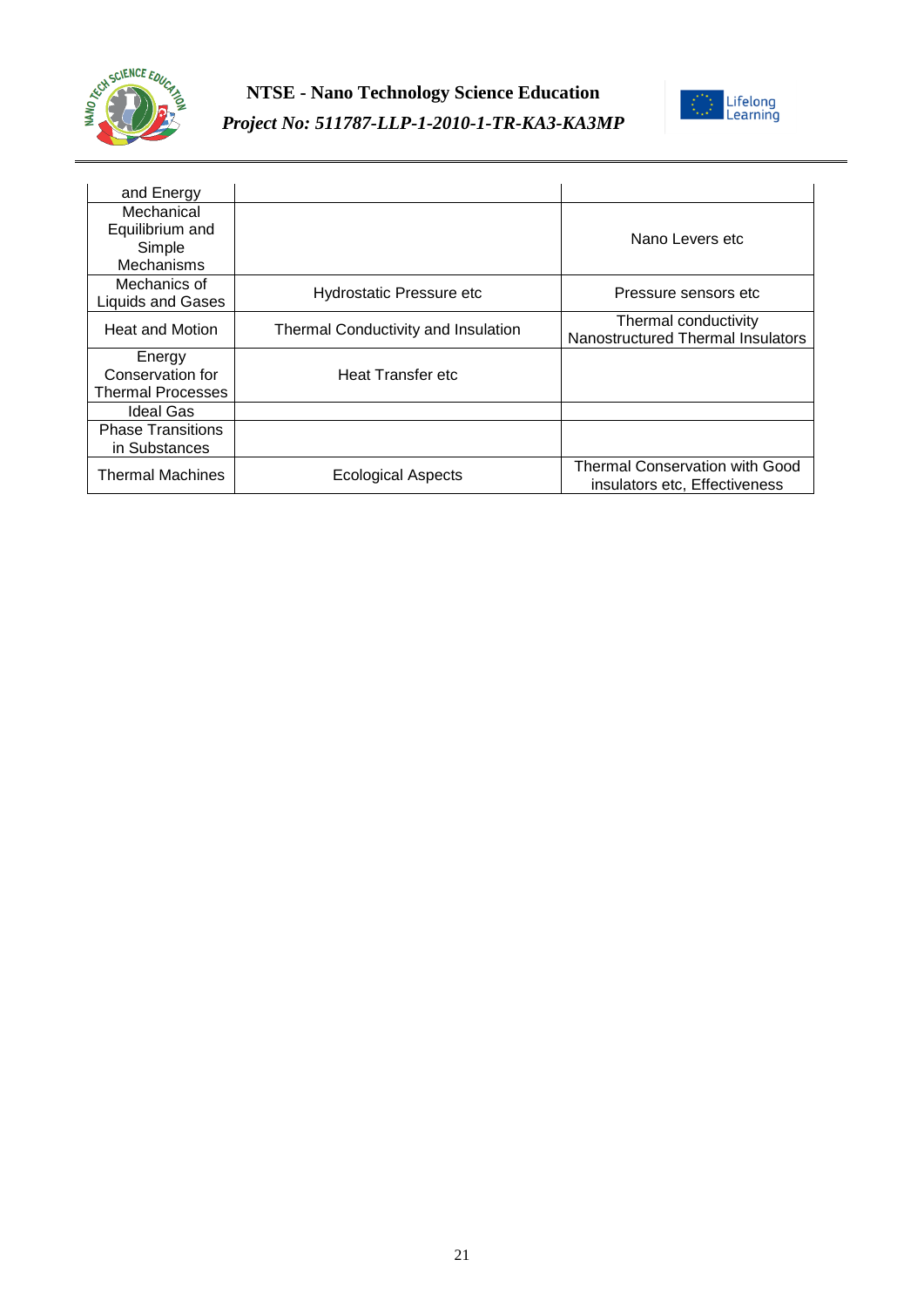| | | |
|---|---|---|
| and Energy | | |
| Mechanical Equilibrium and Simple Mechanisms | | Nano Levers etc |
| Mechanics of Liquids and Gases | Hydrostatic Pressure etc | Pressure sensors etc |
| Heat and Motion | Thermal Conductivity and Insulation | Thermal conductivity Nanostructured Thermal Insulators |
| Energy Conservation for Thermal Processes | Heat Transfer etc | |
| Ideal Gas | | |
| Phase Transitions in Substances | | |
| Thermal Machines | Ecological Aspects | Thermal Conservation with Good insulators etc, Effectiveness |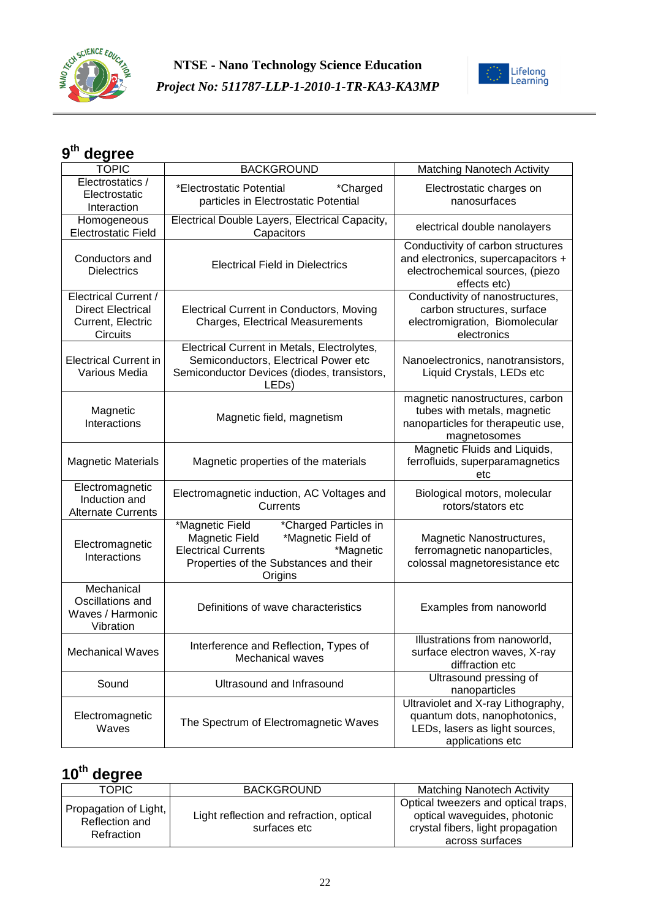## 9th degree

| TOPIC | BACKGROUND | Matching Nanotech Activity |
|---|---|---|
| Electrostatics / Electrostatic Interaction | *Electrostatic Potential *Charged particles in Electrostatic Potential | Electrostatic charges on nanosurfaces |
| Homogeneous Electrostatic Field | Electrical Double Layers, Electrical Capacity, Capacitors | electrical double nanolayers |
| Conductors and Dielectrics | Electrical Field in Dielectrics | Conductivity of carbon structures and electronics, supercapacitors + electrochemical sources, (piezo effects etc) |
| Electrical Current / Direct Electrical Current, Electric Circuits | Electrical Current in Conductors, Moving Charges, Electrical Measurements | Conductivity of nanostructures, carbon structures, surface electromigration, Biomolecular electronics |
| Electrical Current in Various Media | Electrical Current in Metals, Electrolytes, Semiconductors, Electrical Power etc Semiconductor Devices (diodes, transistors, LEDs) | Nanoelectronics, nanotransistors, Liquid Crystals, LEDs etc |
| Magnetic Interactions | Magnetic field, magnetism | magnetic nanostructures, carbon tubes with metals, magnetic nanoparticles for therapeutic use, magnetosomes |
| Magnetic Materials | Magnetic properties of the materials | Magnetic Fluids and Liquids, ferrofluids, superparamagnetics etc |
| Electromagnetic Induction and Alternate Currents | Electromagnetic induction, AC Voltages and Currents | Biological motors, molecular rotors/stators etc |
| Electromagnetic Interactions | *Magnetic Field *Charged Particles in Magnetic Field *Magnetic Field of Electrical Currents *Magnetic Properties of the Substances and their Origins | Magnetic Nanostructures, ferromagnetic nanoparticles, colossal magnetoresistance etc |
| Mechanical Oscillations and Waves / Harmonic Vibration | Definitions of wave characteristics | Examples from nanoworld |
| Mechanical Waves | Interference and Reflection, Types of Mechanical waves | Illustrations from nanoworld, surface electron waves, X-ray diffraction etc |
| Sound | Ultrasound and Infrasound | Ultrasound pressing of nanoparticles |
| Electromagnetic Waves | The Spectrum of Electromagnetic Waves | Ultraviolet and X-ray Lithography, quantum dots, nanophotonics, LEDs, lasers as light sources, applications etc |

## 10th degree

| TOPIC | BACKGROUND | Matching Nanotech Activity |
|---|---|---|
| Propagation of Light, Reflection and Refraction | Light reflection and refraction, optical surfaces etc | Optical tweezers and optical traps, optical waveguides, photonic crystal fibers, light propagation across surfaces |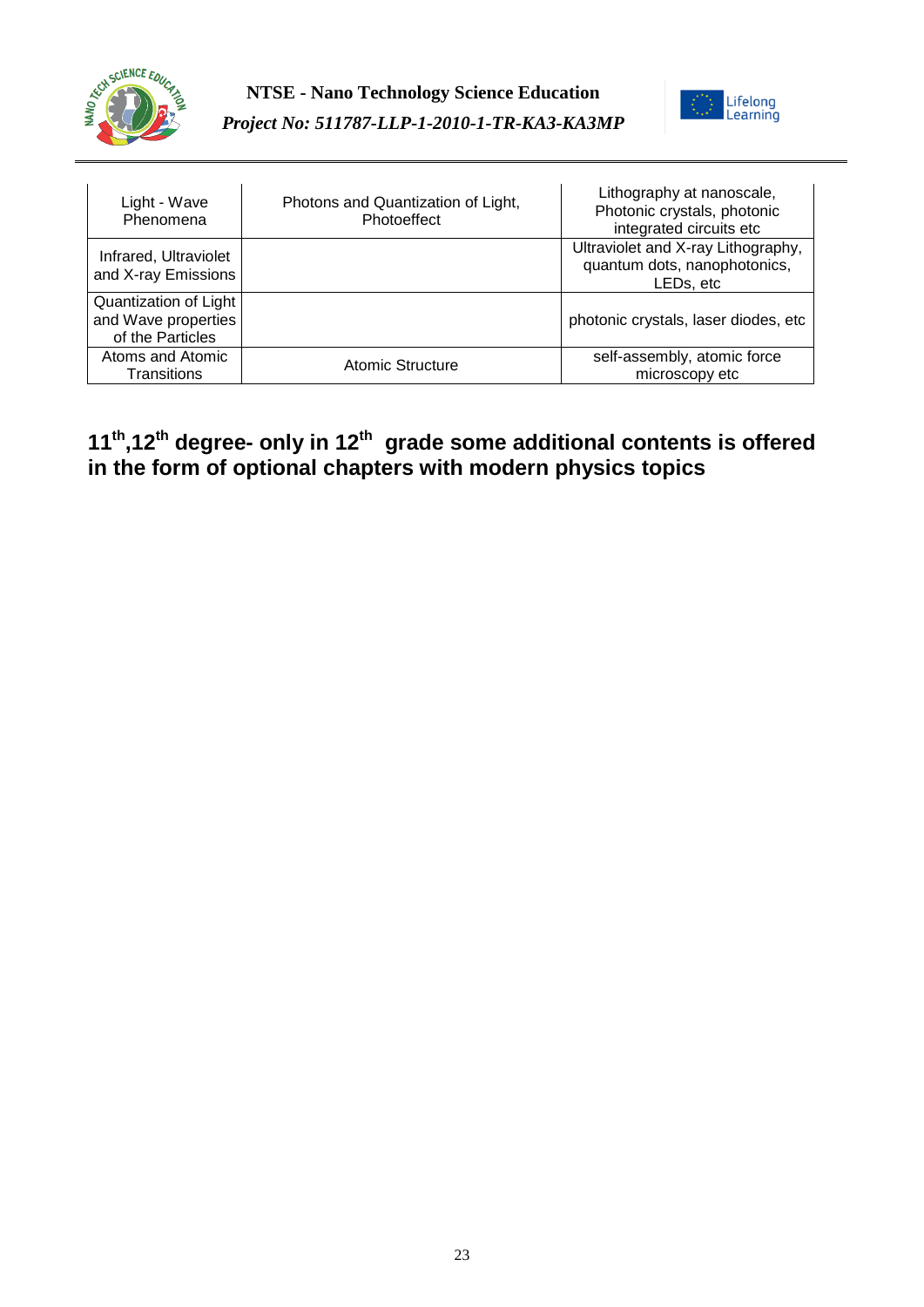| Light - Wave Phenomena | Photons and Quantization of Light, Photoeffect | Lithography at nanoscale, Photonic crystals, photonic integrated circuits etc |
|---|---|---|
| Infrared, Ultraviolet and X-ray Emissions | | Ultraviolet and X-ray Lithography, quantum dots, nanophotonics, LEDs, etc |
| Quantization of Light and Wave properties of the Particles | | photonic crystals, laser diodes, etc |
| Atoms and Atomic Transitions | Atomic Structure | self-assembly, atomic force microscopy etc |

## 11th,12th degree- only in 12th grade some additional contents is offered in the form of optional chapters with modern physics topics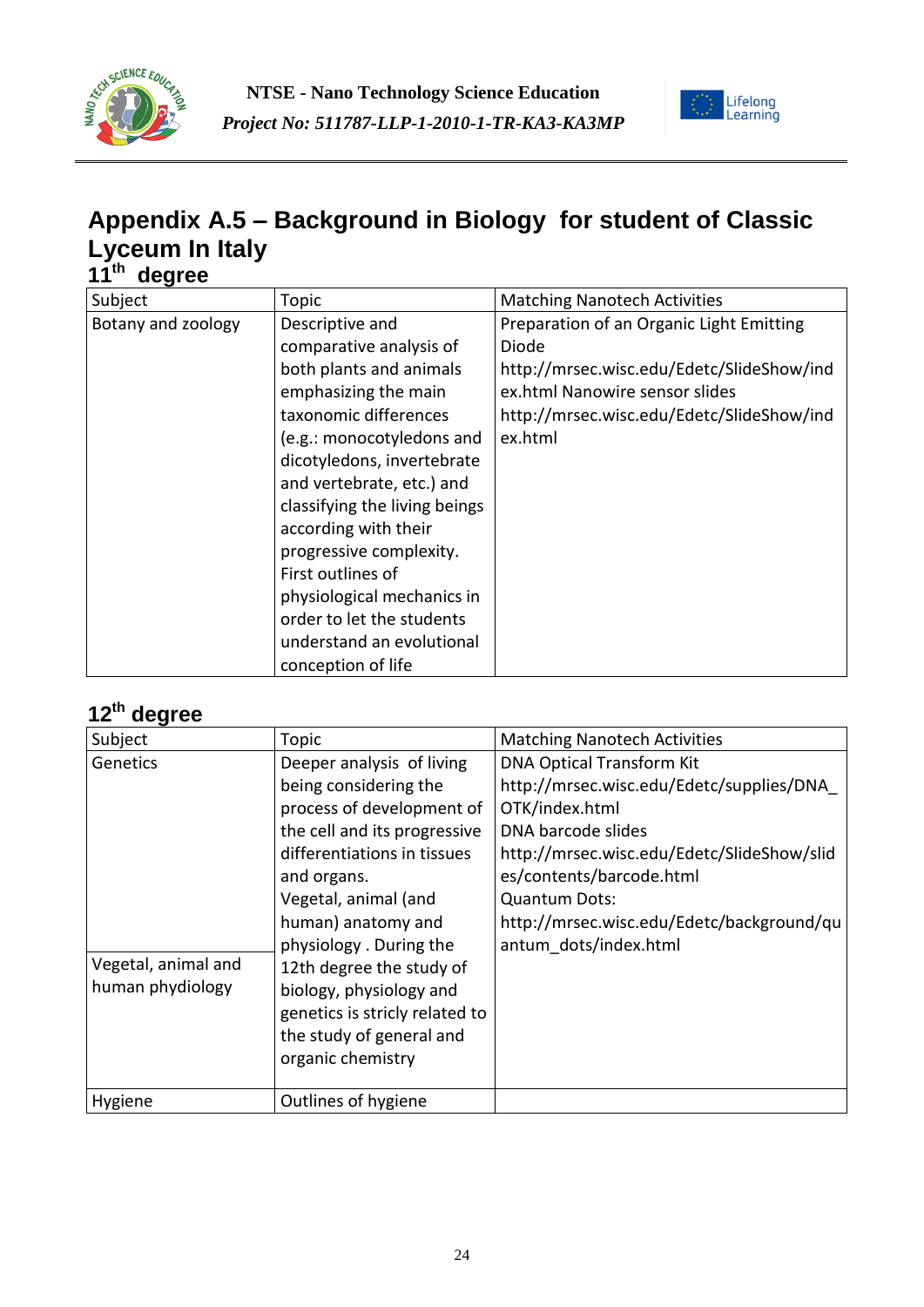# Appendix A.5 – Background in Biology for student of Classic Lyceum In Italy

## 11th degree

| Subject | Topic | Matching Nanotech Activities |
|---|---|---|
| Botany and zoology | Descriptive and comparative analysis of both plants and animals emphasizing the main taxonomic differences (e.g.: monocotyledons and dicotyledons, invertebrate and vertebrate, etc.) and classifying the living beings according with their progressive complexity. First outlines of physiological mechanics in order to let the students understand an evolutional conception of life | Preparation of an Organic Light Emitting Diode http://mrsec.wisc.edu/Edetc/SlideShow/index.html Nanowire sensor slides http://mrsec.wisc.edu/Edetc/SlideShow/index.html |

## 12th degree

| Subject | Topic | Matching Nanotech Activities |
|---|---|---|
| Genetics | Deeper analysis of living being considering the process of development of the cell and its progressive differentiations in tissues and organs. Vegetal, animal (and human) anatomy and physiology . During the 12th degree the study of biology, physiology and genetics is stricly related to the study of general and organic chemistry | DNA Optical Transform Kit http://mrsec.wisc.edu/Edetc/supplies/DNA_OTK/index.html DNA barcode slides http://mrsec.wisc.edu/Edetc/SlideShow/slides/contents/barcode.html Quantum Dots: http://mrsec.wisc.edu/Edetc/background/quantum_dots/index.html |
| Vegetal, animal and human phydiology | | |
| Hygiene | Outlines of hygiene | |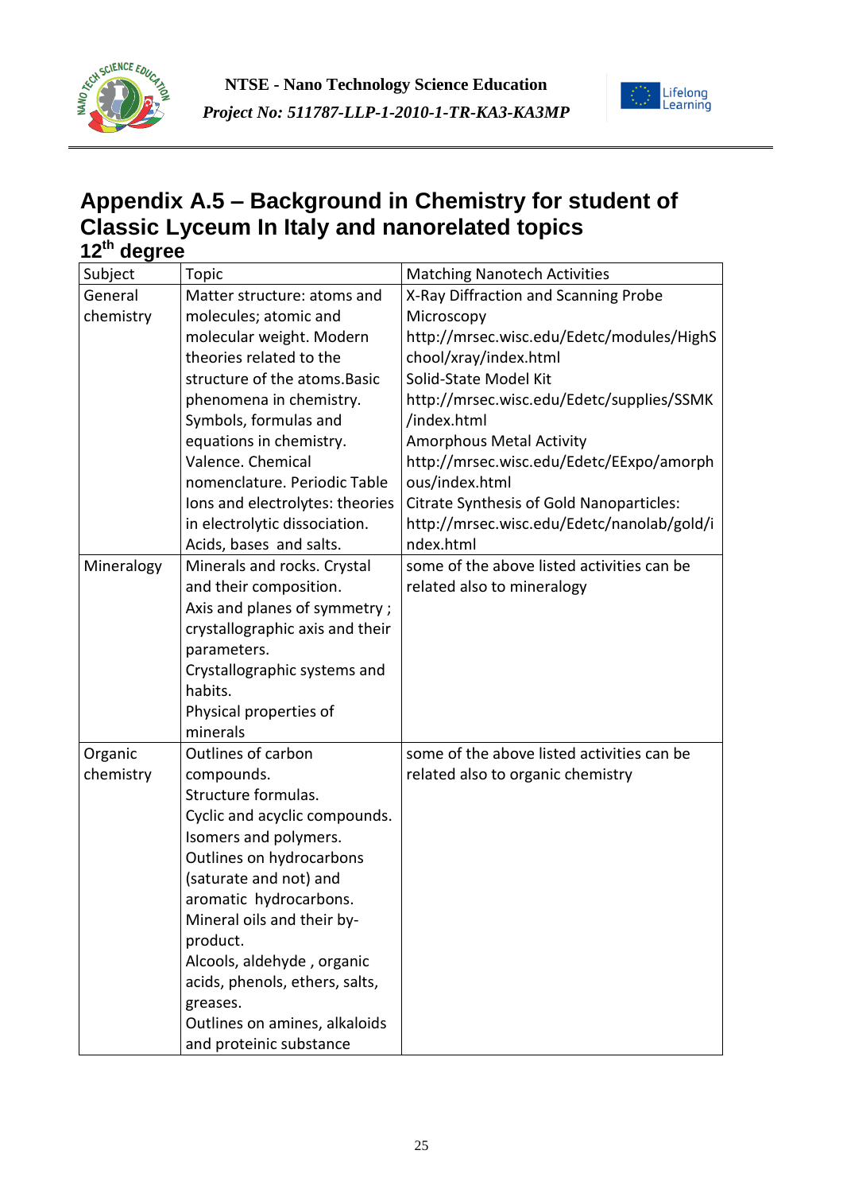# Appendix A.5 – Background in Chemistry for student of Classic Lyceum In Italy and nanorelated topics

## 12th degree

| Subject | Topic | Matching Nanotech Activities |
|---|---|---|
| General chemistry | Matter structure: atoms and molecules; atomic and molecular weight. Modern theories related to the structure of the atoms.Basic phenomena in chemistry. Symbols, formulas and equations in chemistry. Valence. Chemical nomenclature. Periodic Table Ions and electrolytes: theories in electrolytic dissociation. Acids, bases and salts. | X-Ray Diffraction and Scanning Probe Microscopy http://mrsec.wisc.edu/Edetc/modules/HighSchool/xray/index.html Solid-State Model Kit http://mrsec.wisc.edu/Edetc/supplies/SSMK/index.html Amorphous Metal Activity http://mrsec.wisc.edu/Edetc/EExpo/amorphous/index.html Citrate Synthesis of Gold Nanoparticles: http://mrsec.wisc.edu/Edetc/nanolab/gold/index.html |
| Mineralogy | Minerals and rocks. Crystal and their composition. Axis and planes of symmetry ; crystallographic axis and their parameters. Crystallographic systems and habits. Physical properties of minerals | some of the above listed activities can be related also to mineralogy |
| Organic chemistry | Outlines of carbon compounds. Structure formulas. Cyclic and acyclic compounds. Isomers and polymers. Outlines on hydrocarbons (saturate and not) and aromatic hydrocarbons. Mineral oils and their by-product. Alcools, aldehyde , organic acids, phenols, ethers, salts, greases. Outlines on amines, alkaloids and proteinic substance | some of the above listed activities can be related also to organic chemistry |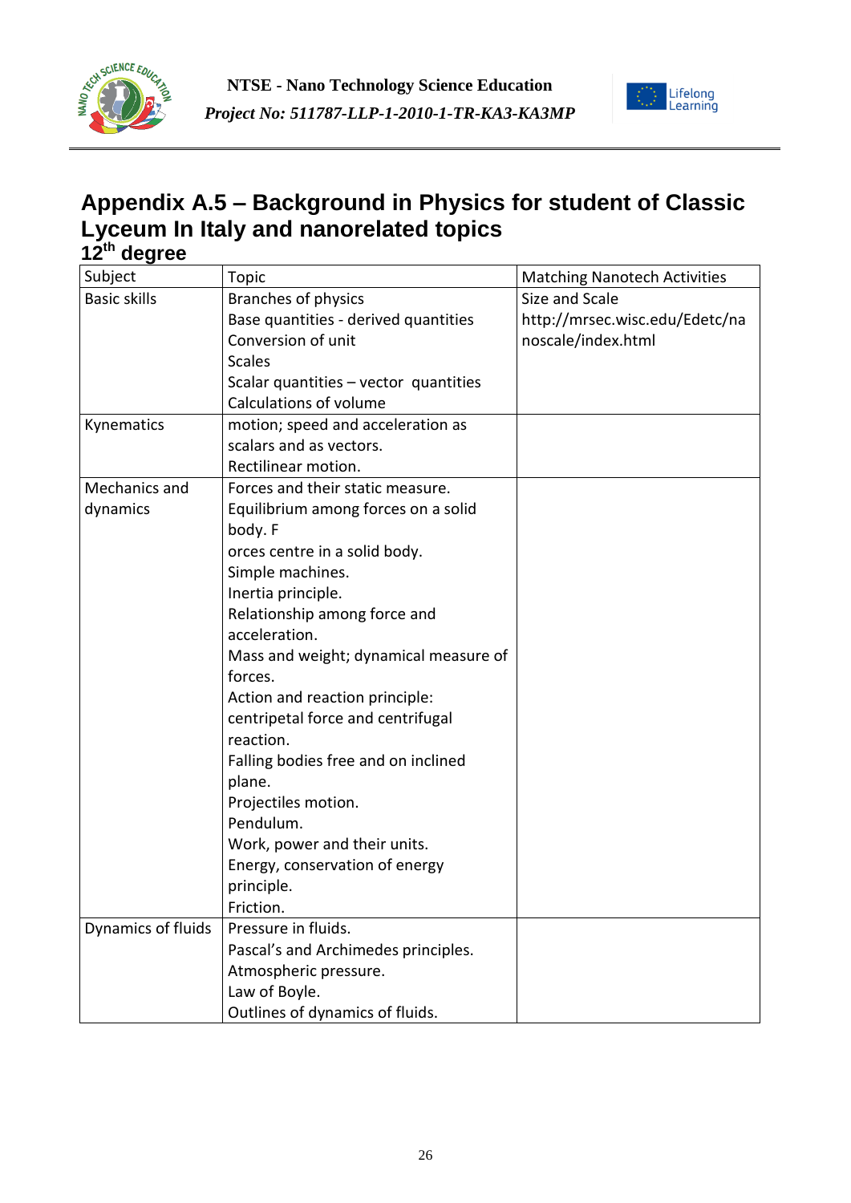# Appendix A.5 – Background in Physics for student of Classic Lyceum In Italy and nanorelated topics

## 12th degree

| Subject | Topic | Matching Nanotech Activities |
|---|---|---|
| Basic skills | Branches of physics<br>Base quantities - derived quantities<br>Conversion of unit<br>Scales<br>Scalar quantities – vector quantities<br>Calculations of volume | Size and Scale<br>http://mrsec.wisc.edu/Edetc/nanoscale/index.html |
| Kynematics | motion; speed and acceleration as scalars and as vectors.<br>Rectilinear motion. | |
| Mechanics and dynamics | Forces and their static measure.<br>Equilibrium among forces on a solid body. F<br>orces centre in a solid body.<br>Simple machines.<br>Inertia principle.<br>Relationship among force and acceleration.<br>Mass and weight; dynamical measure of forces.<br>Action and reaction principle: centripetal force and centrifugal reaction.<br>Falling bodies free and on inclined plane.<br>Projectiles motion.<br>Pendulum.<br>Work, power and their units.<br>Energy, conservation of energy principle.<br>Friction. | |
| Dynamics of fluids | Pressure in fluids.<br>Pascal's and Archimedes principles.<br>Atmospheric pressure.<br>Law of Boyle.<br>Outlines of dynamics of fluids. | |